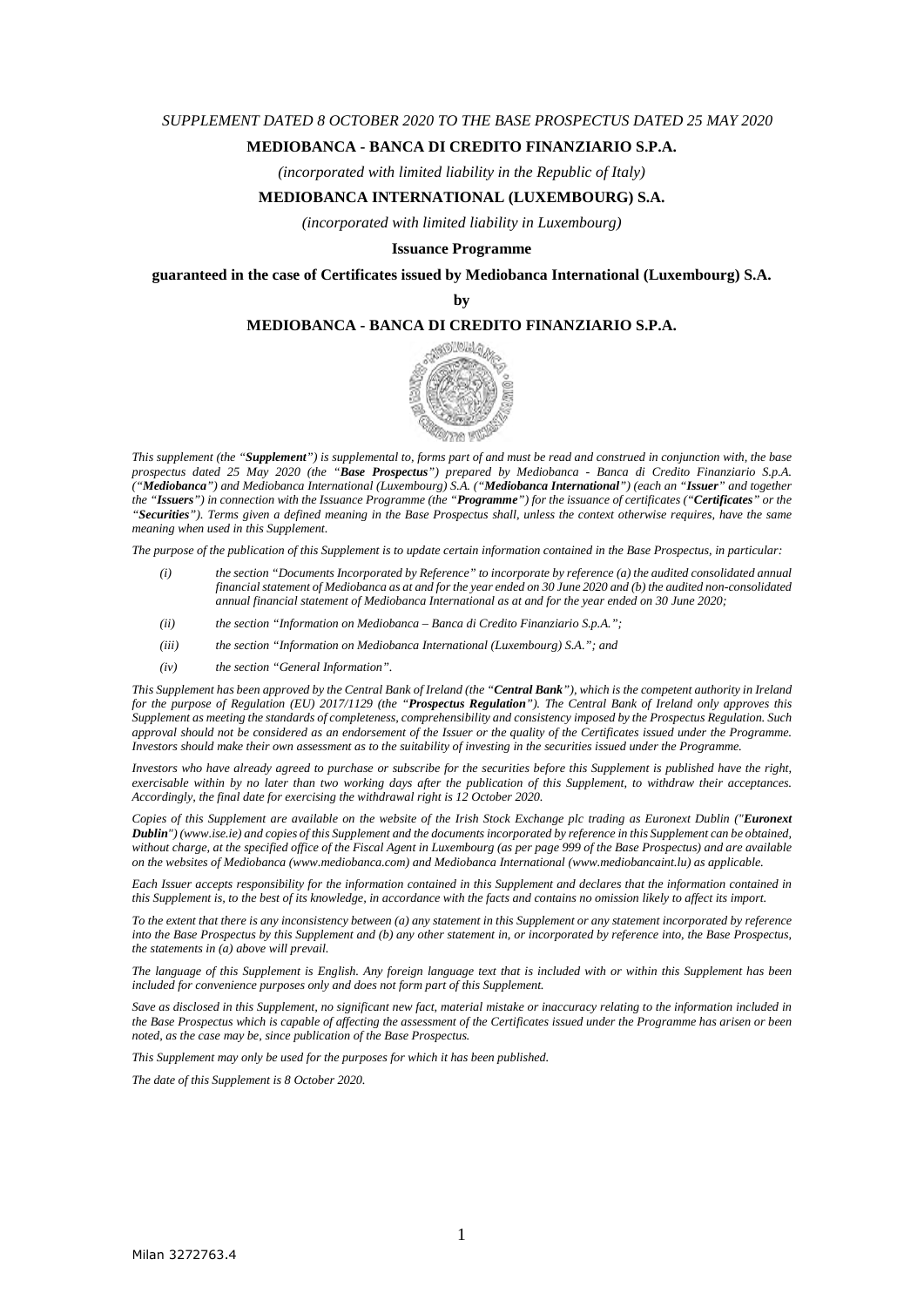*SUPPLEMENT DATED 8 OCTOBER 2020 TO THE BASE PROSPECTUS DATED 25 MAY 2020*

**MEDIOBANCA - BANCA DI CREDITO FINANZIARIO S.P.A.**

*(incorporated with limited liability in the Republic of Italy)*

**MEDIOBANCA INTERNATIONAL (LUXEMBOURG) S.A.**

*(incorporated with limited liability in Luxembourg)*

**Issuance Programme**

**guaranteed in the case of Certificates issued by Mediobanca International (Luxembourg) S.A.**

**by**

**MEDIOBANCA - BANCA DI CREDITO FINANZIARIO S.P.A.**

*This supplement (the "**Supplement**") is supplemental to, forms part of and must be read and construed in conjunction with, the base prospectus dated 25 May 2020 (the "**Base Prospectus**") prepared by Mediobanca - Banca di Credito Finanziario S.p.A. ("**Mediobanca**") and Mediobanca International (Luxembourg) S.A. ("**Mediobanca International**") (each an "**Issuer**" and together the "**Issuers**") in connection with the Issuance Programme (the "**Programme**") for the issuance of certificates ("**Certificates**" or the "**Securities**"). Terms given a defined meaning in the Base Prospectus shall, unless the context otherwise requires, have the same meaning when used in this Supplement.*

*The purpose of the publication of this Supplement is to update certain information contained in the Base Prospectus, in particular:*

- *(i) the section "Documents Incorporated by Reference" to incorporate by reference (a) the audited consolidated annual financial statement of Mediobanca as at and for the year ended on 30 June 2020 and (b) the audited non-consolidated annual financial statement of Mediobanca International as at and for the year ended on 30 June 2020;*
- *(ii) the section "Information on Mediobanca – Banca di Credito Finanziario S.p.A.";*
- *(iii) the section "Information on Mediobanca International (Luxembourg) S.A."; and*
- *(iv) the section "General Information".*

*This Supplement has been approved by the Central Bank of Ireland (the "**Central Bank**"), which is the competent authority in Ireland for the purpose of Regulation (EU) 2017/1129 (the "**Prospectus Regulation**"). The Central Bank of Ireland only approves this Supplement as meeting the standards of completeness, comprehensibility and consistency imposed by the Prospectus Regulation. Such approval should not be considered as an endorsement of the Issuer or the quality of the Certificates issued under the Programme. Investors should make their own assessment as to the suitability of investing in the securities issued under the Programme.*

*Investors who have already agreed to purchase or subscribe for the securities before this Supplement is published have the right, exercisable within by no later than two working days after the publication of this Supplement, to withdraw their acceptances. Accordingly, the final date for exercising the withdrawal right is 12 October 2020.*

*Copies of this Supplement are available on the website of the Irish Stock Exchange plc trading as Euronext Dublin ("**Euronext Dublin**") (www.ise.ie) and copies of this Supplement and the documents incorporated by reference in this Supplement can be obtained, without charge, at the specified office of the Fiscal Agent in Luxembourg (as per page 999 of the Base Prospectus) and are available on the websites of Mediobanca (www.mediobanca.com) and Mediobanca International (www.mediobancaint.lu) as applicable.*

*Each Issuer accepts responsibility for the information contained in this Supplement and declares that the information contained in this Supplement is, to the best of its knowledge, in accordance with the facts and contains no omission likely to affect its import.*

*To the extent that there is any inconsistency between (a) any statement in this Supplement or any statement incorporated by reference into the Base Prospectus by this Supplement and (b) any other statement in, or incorporated by reference into, the Base Prospectus, the statements in (a) above will prevail.*

*The language of this Supplement is English. Any foreign language text that is included with or within this Supplement has been included for convenience purposes only and does not form part of this Supplement.*

*Save as disclosed in this Supplement, no significant new fact, material mistake or inaccuracy relating to the information included in the Base Prospectus which is capable of affecting the assessment of the Certificates issued under the Programme has arisen or been noted, as the case may be, since publication of the Base Prospectus.*

*This Supplement may only be used for the purposes for which it has been published.*

*The date of this Supplement is 8 October 2020.*

Milan 3272763.4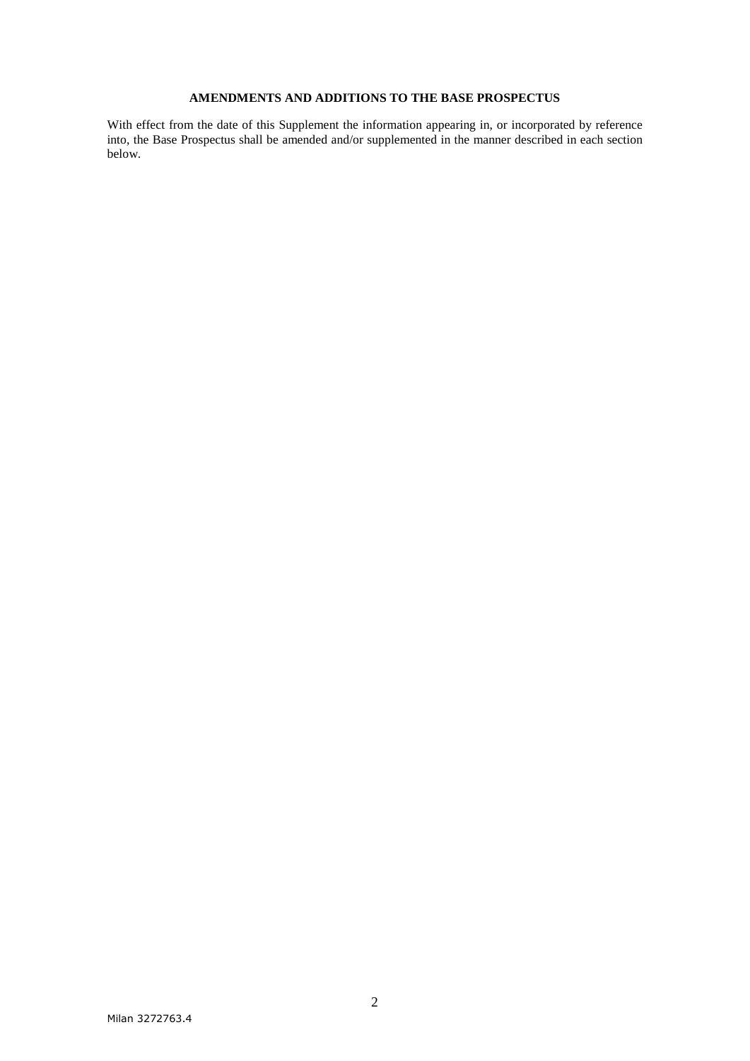## AMENDMENTS AND ADDITIONS TO THE BASE PROSPECTUS

With effect from the date of this Supplement the information appearing in, or incorporated by reference into, the Base Prospectus shall be amended and/or supplemented in the manner described in each section below.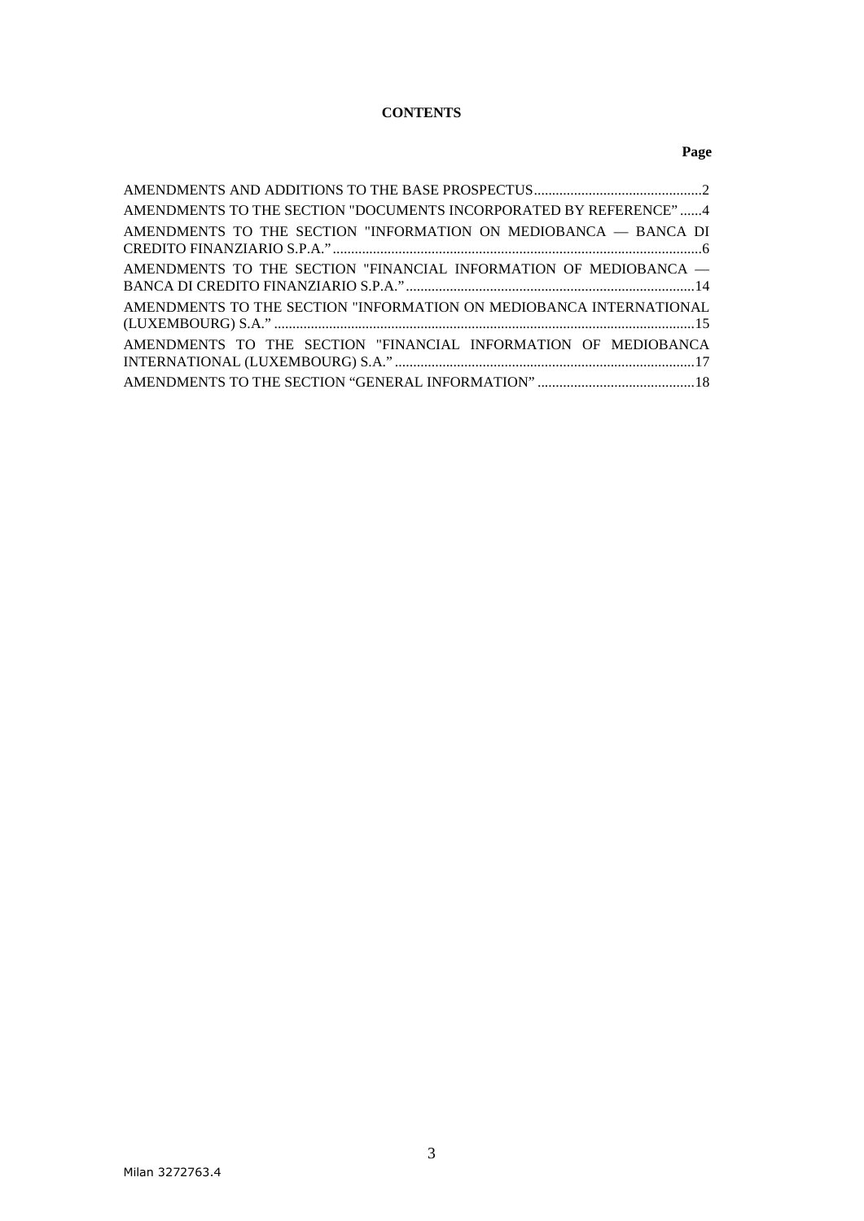**CONTENTS**

| | Page |
|---|---|
| AMENDMENTS AND ADDITIONS TO THE BASE PROSPECTUS | 2 |
| AMENDMENTS TO THE SECTION "DOCUMENTS INCORPORATED BY REFERENCE" | 4 |
| AMENDMENTS TO THE SECTION "INFORMATION ON MEDIOBANCA — BANCA DI CREDITO FINANZIARIO S.P.A." | 6 |
| AMENDMENTS TO THE SECTION "FINANCIAL INFORMATION OF MEDIOBANCA — BANCA DI CREDITO FINANZIARIO S.P.A." | 14 |
| AMENDMENTS TO THE SECTION "INFORMATION ON MEDIOBANCA INTERNATIONAL (LUXEMBOURG) S.A." | 15 |
| AMENDMENTS TO THE SECTION "FINANCIAL INFORMATION OF MEDIOBANCA INTERNATIONAL (LUXEMBOURG) S.A." | 17 |
| AMENDMENTS TO THE SECTION "GENERAL INFORMATION" | 18 |

Milan 3272763.4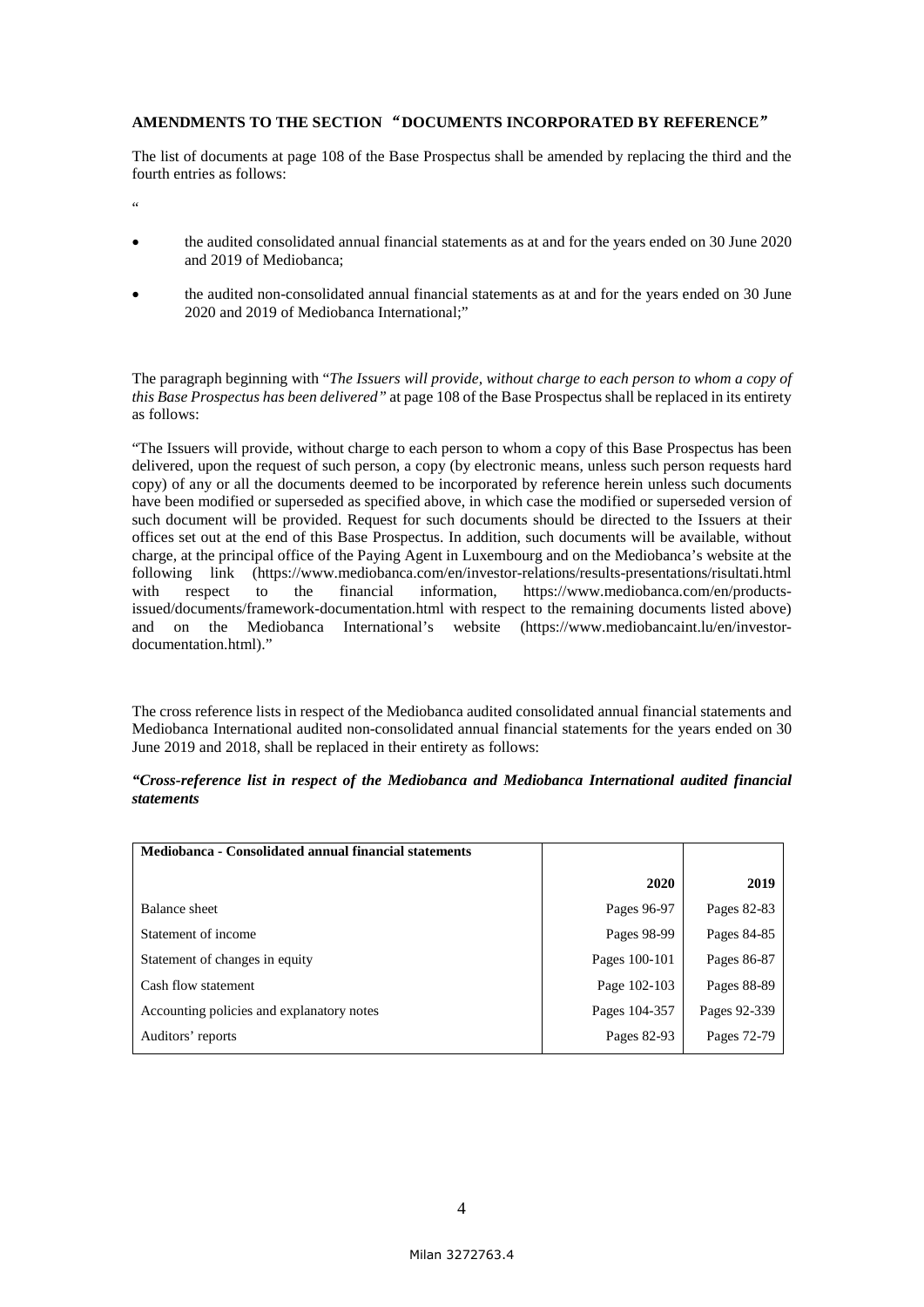**AMENDMENTS TO THE SECTION "DOCUMENTS INCORPORATED BY REFERENCE"**

The list of documents at page 108 of the Base Prospectus shall be amended by replacing the third and the fourth entries as follows:

"

- the audited consolidated annual financial statements as at and for the years ended on 30 June 2020 and 2019 of Mediobanca;
- the audited non-consolidated annual financial statements as at and for the years ended on 30 June 2020 and 2019 of Mediobanca International;"

The paragraph beginning with "*The Issuers will provide, without charge to each person to whom a copy of this Base Prospectus has been delivered*" at page 108 of the Base Prospectus shall be replaced in its entirety as follows:

"The Issuers will provide, without charge to each person to whom a copy of this Base Prospectus has been delivered, upon the request of such person, a copy (by electronic means, unless such person requests hard copy) of any or all the documents deemed to be incorporated by reference herein unless such documents have been modified or superseded as specified above, in which case the modified or superseded version of such document will be provided. Request for such documents should be directed to the Issuers at their offices set out at the end of this Base Prospectus. In addition, such documents will be available, without charge, at the principal office of the Paying Agent in Luxembourg and on the Mediobanca's website at the following link (https://www.mediobanca.com/en/investor-relations/results-presentations/risultati.html with respect to the financial information, https://www.mediobanca.com/en/products-issued/documents/framework-documentation.html with respect to the remaining documents listed above) and on the Mediobanca International's website (https://www.mediobancaint.lu/en/investor-documentation.html)."

The cross reference lists in respect of the Mediobanca audited consolidated annual financial statements and Mediobanca International audited non-consolidated annual financial statements for the years ended on 30 June 2019 and 2018, shall be replaced in their entirety as follows:

***"Cross-reference list in respect of the Mediobanca and Mediobanca International audited financial statements***

| **Mediobanca - Consolidated annual financial statements** | **2020** | **2019** |
|---|---|---|
| Balance sheet | Pages 96-97 | Pages 82-83 |
| Statement of income | Pages 98-99 | Pages 84-85 |
| Statement of changes in equity | Pages 100-101 | Pages 86-87 |
| Cash flow statement | Page 102-103 | Pages 88-89 |
| Accounting policies and explanatory notes | Pages 104-357 | Pages 92-339 |
| Auditors' reports | Pages 82-93 | Pages 72-79 |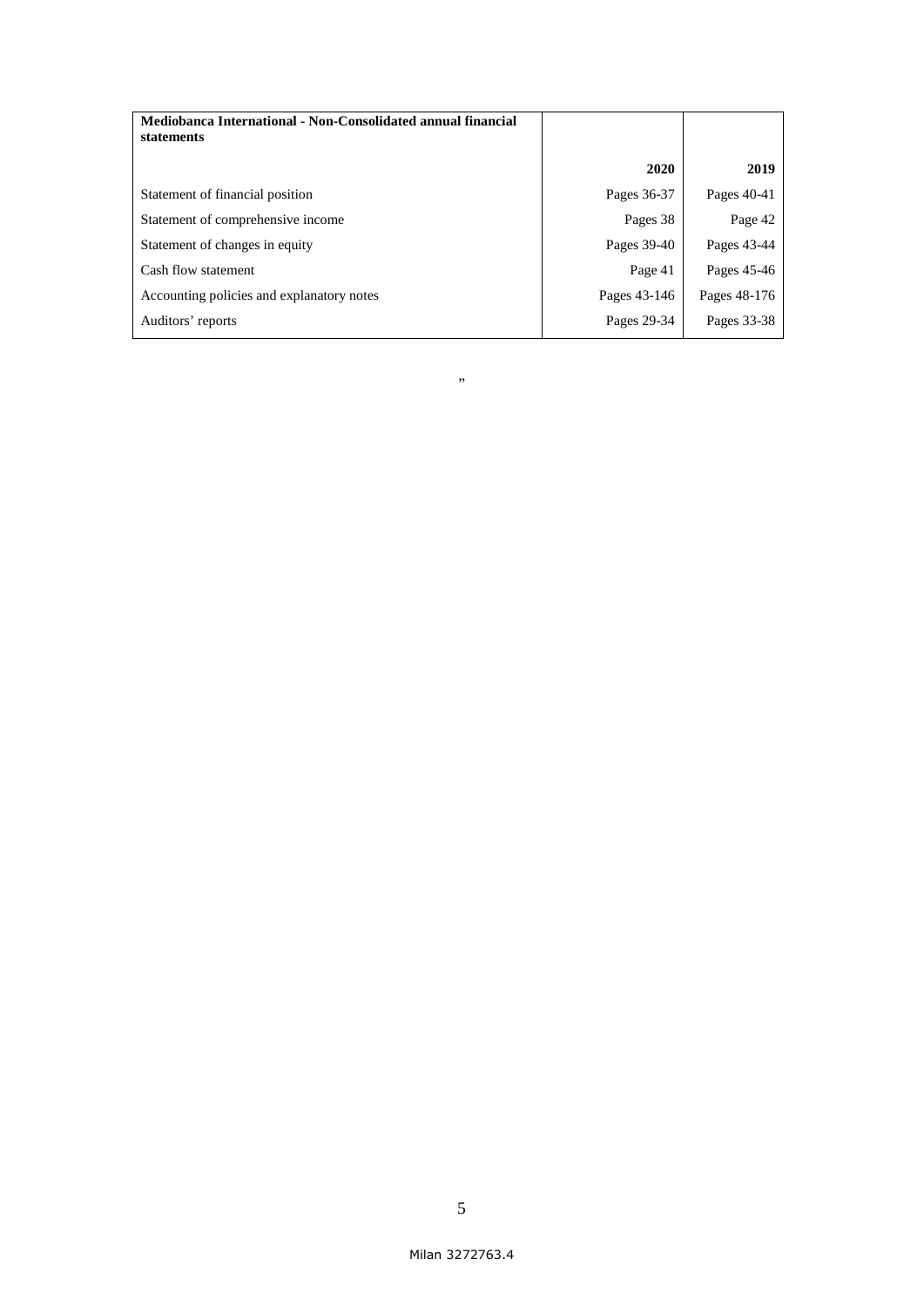| **Mediobanca International - Non-Consolidated annual financial statements** | | |
|---|---|---|
| | **2020** | **2019** |
| Statement of financial position | Pages 36-37 | Pages 40-41 |
| Statement of comprehensive income | Pages 38 | Page 42 |
| Statement of changes in equity | Pages 39-40 | Pages 43-44 |
| Cash flow statement | Page 41 | Pages 45-46 |
| Accounting policies and explanatory notes | Pages 43-146 | Pages 48-176 |
| Auditors' reports | Pages 29-34 | Pages 33-38 |

"

Milan 3272763.4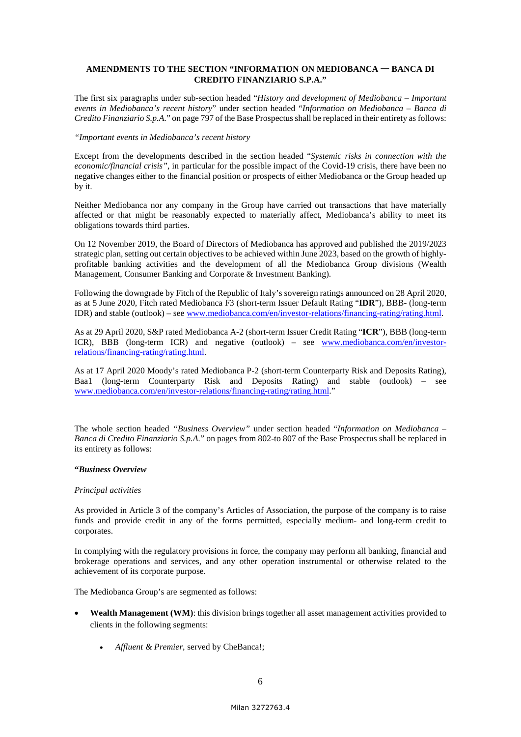## AMENDMENTS TO THE SECTION "INFORMATION ON MEDIOBANCA — BANCA DI CREDITO FINANZIARIO S.P.A."

The first six paragraphs under sub-section headed "*History and development of Mediobanca – Important events in Mediobanca's recent history*" under section headed "*Information on Mediobanca – Banca di Credito Finanziario S.p.A.*" on page 797 of the Base Prospectus shall be replaced in their entirety as follows:

*"Important events in Mediobanca's recent history*

Except from the developments described in the section headed "*Systemic risks in connection with the economic/financial crisis"*, in particular for the possible impact of the Covid-19 crisis, there have been no negative changes either to the financial position or prospects of either Mediobanca or the Group headed up by it.

Neither Mediobanca nor any company in the Group have carried out transactions that have materially affected or that might be reasonably expected to materially affect, Mediobanca's ability to meet its obligations towards third parties.

On 12 November 2019, the Board of Directors of Mediobanca has approved and published the 2019/2023 strategic plan, setting out certain objectives to be achieved within June 2023, based on the growth of highly-profitable banking activities and the development of all the Mediobanca Group divisions (Wealth Management, Consumer Banking and Corporate & Investment Banking).

Following the downgrade by Fitch of the Republic of Italy's sovereign ratings announced on 28 April 2020, as at 5 June 2020, Fitch rated Mediobanca F3 (short-term Issuer Default Rating "**IDR**"), BBB- (long-term IDR) and stable (outlook) – see www.mediobanca.com/en/investor-relations/financing-rating/rating.html.

As at 29 April 2020, S&P rated Mediobanca A-2 (short-term Issuer Credit Rating "**ICR**"), BBB (long-term ICR), BBB (long-term ICR) and negative (outlook) – see www.mediobanca.com/en/investor-relations/financing-rating/rating.html.

As at 17 April 2020 Moody's rated Mediobanca P-2 (short-term Counterparty Risk and Deposits Rating), Baa1 (long-term Counterparty Risk and Deposits Rating) and stable (outlook) – see www.mediobanca.com/en/investor-relations/financing-rating/rating.html."

The whole section headed *"Business Overview"* under section headed "*Information on Mediobanca – Banca di Credito Finanziario S.p.A.*" on pages from 802-to 807 of the Base Prospectus shall be replaced in its entirety as follows:

**"*Business Overview***

*Principal activities*

As provided in Article 3 of the company's Articles of Association, the purpose of the company is to raise funds and provide credit in any of the forms permitted, especially medium- and long-term credit to corporates.

In complying with the regulatory provisions in force, the company may perform all banking, financial and brokerage operations and services, and any other operation instrumental or otherwise related to the achievement of its corporate purpose.

The Mediobanca Group's are segmented as follows:

- **Wealth Management (WM)**: this division brings together all asset management activities provided to clients in the following segments:
  - *Affluent & Premier*, served by CheBanca!;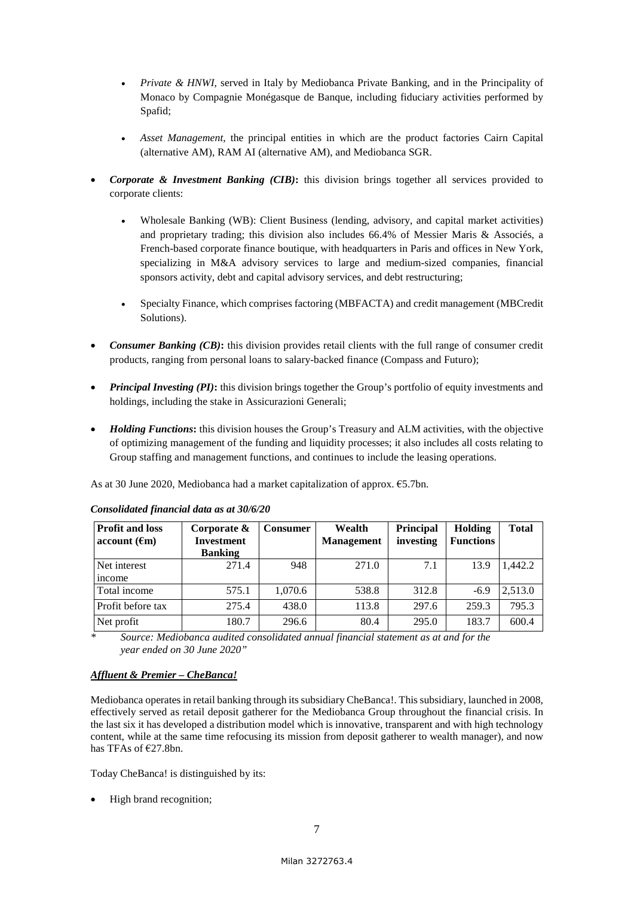- *Private & HNWI*, served in Italy by Mediobanca Private Banking, and in the Principality of Monaco by Compagnie Monégasque de Banque, including fiduciary activities performed by Spafid;

- *Asset Management*, the principal entities in which are the product factories Cairn Capital (alternative AM), RAM AI (alternative AM), and Mediobanca SGR.

- ***Corporate & Investment Banking (CIB)*****:** this division brings together all services provided to corporate clients:

  - Wholesale Banking (WB): Client Business (lending, advisory, and capital market activities) and proprietary trading; this division also includes 66.4% of Messier Maris & Associés, a French-based corporate finance boutique, with headquarters in Paris and offices in New York, specializing in M&A advisory services to large and medium-sized companies, financial sponsors activity, debt and capital advisory services, and debt restructuring;

  - Specialty Finance, which comprises factoring (MBFACTA) and credit management (MBCredit Solutions).

- ***Consumer Banking (CB)*****:** this division provides retail clients with the full range of consumer credit products, ranging from personal loans to salary-backed finance (Compass and Futuro);

- ***Principal Investing (PI)*****:** this division brings together the Group's portfolio of equity investments and holdings, including the stake in Assicurazioni Generali;

- ***Holding Functions*****:** this division houses the Group's Treasury and ALM activities, with the objective of optimizing management of the funding and liquidity processes; it also includes all costs relating to Group staffing and management functions, and continues to include the leasing operations.

As at 30 June 2020, Mediobanca had a market capitalization of approx. €5.7bn.

***Consolidated financial data as at 30/6/20***

| Profit and loss account (€m) | Corporate & Investment Banking | Consumer | Wealth Management | Principal investing | Holding Functions | Total |
|---|---|---|---|---|---|---|
| Net interest income | 271.4 | 948 | 271.0 | 7.1 | 13.9 | 1,442.2 |
| Total income | 575.1 | 1,070.6 | 538.8 | 312.8 | -6.9 | 2,513.0 |
| Profit before tax | 275.4 | 438.0 | 113.8 | 297.6 | 259.3 | 795.3 |
| Net profit | 180.7 | 296.6 | 80.4 | 295.0 | 183.7 | 600.4 |

\* *Source: Mediobanca audited consolidated annual financial statement as at and for the year ended on 30 June 2020"*

***Affluent & Premier – CheBanca!***

Mediobanca operates in retail banking through its subsidiary CheBanca!. This subsidiary, launched in 2008, effectively served as retail deposit gatherer for the Mediobanca Group throughout the financial crisis. In the last six it has developed a distribution model which is innovative, transparent and with high technology content, while at the same time refocusing its mission from deposit gatherer to wealth manager), and now has TFAs of €27.8bn.

Today CheBanca! is distinguished by its:

- High brand recognition;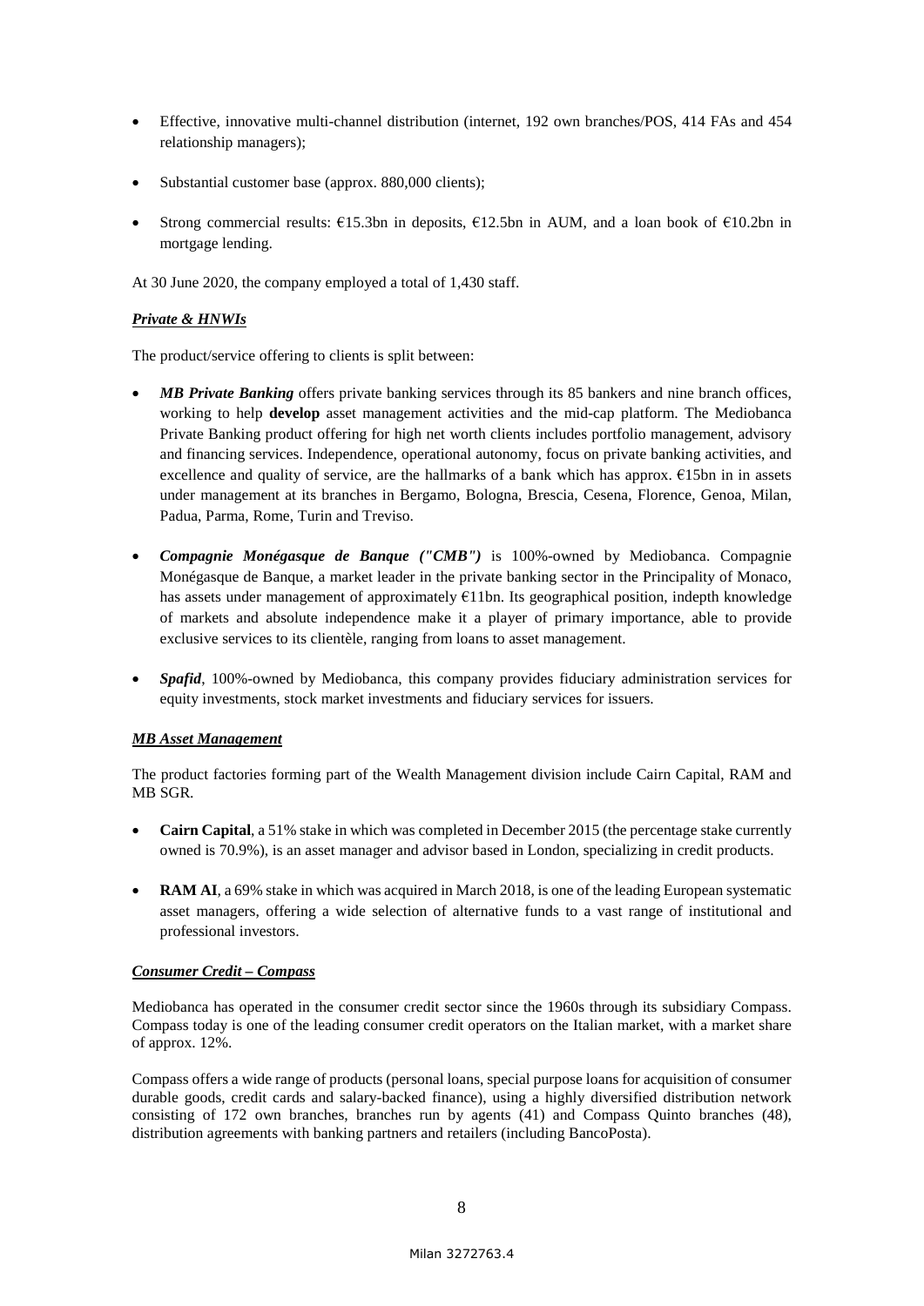- Effective, innovative multi-channel distribution (internet, 192 own branches/POS, 414 FAs and 454 relationship managers);
- Substantial customer base (approx. 880,000 clients);
- Strong commercial results: €15.3bn in deposits, €12.5bn in AUM, and a loan book of €10.2bn in mortgage lending.

At 30 June 2020, the company employed a total of 1,430 staff.

***Private & HNWIs***

The product/service offering to clients is split between:

- ***MB Private Banking*** offers private banking services through its 85 bankers and nine branch offices, working to help **develop** asset management activities and the mid-cap platform. The Mediobanca Private Banking product offering for high net worth clients includes portfolio management, advisory and financing services. Independence, operational autonomy, focus on private banking activities, and excellence and quality of service, are the hallmarks of a bank which has approx. €15bn in in assets under management at its branches in Bergamo, Bologna, Brescia, Cesena, Florence, Genoa, Milan, Padua, Parma, Rome, Turin and Treviso.
- ***Compagnie Monégasque de Banque ("CMB")*** is 100%-owned by Mediobanca. Compagnie Monégasque de Banque, a market leader in the private banking sector in the Principality of Monaco, has assets under management of approximately €11bn. Its geographical position, indepth knowledge of markets and absolute independence make it a player of primary importance, able to provide exclusive services to its clientèle, ranging from loans to asset management.
- ***Spafid***, 100%-owned by Mediobanca, this company provides fiduciary administration services for equity investments, stock market investments and fiduciary services for issuers.

***MB Asset Management***

The product factories forming part of the Wealth Management division include Cairn Capital, RAM and MB SGR.

- **Cairn Capital**, a 51% stake in which was completed in December 2015 (the percentage stake currently owned is 70.9%), is an asset manager and advisor based in London, specializing in credit products.
- **RAM AI**, a 69% stake in which was acquired in March 2018, is one of the leading European systematic asset managers, offering a wide selection of alternative funds to a vast range of institutional and professional investors.

***Consumer Credit – Compass***

Mediobanca has operated in the consumer credit sector since the 1960s through its subsidiary Compass. Compass today is one of the leading consumer credit operators on the Italian market, with a market share of approx. 12%.

Compass offers a wide range of products (personal loans, special purpose loans for acquisition of consumer durable goods, credit cards and salary-backed finance), using a highly diversified distribution network consisting of 172 own branches, branches run by agents (41) and Compass Quinto branches (48), distribution agreements with banking partners and retailers (including BancoPosta).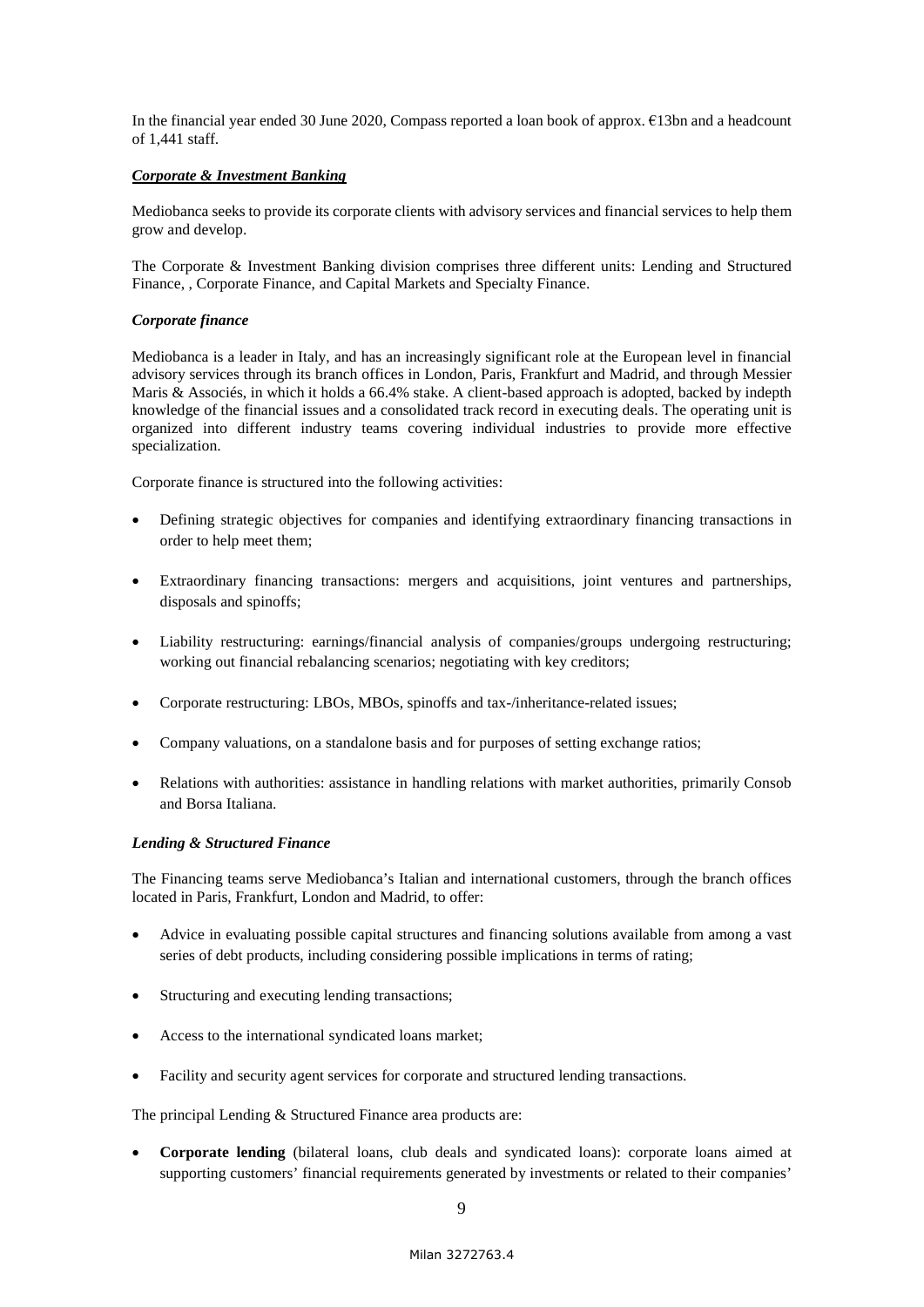In the financial year ended 30 June 2020, Compass reported a loan book of approx. €13bn and a headcount of 1,441 staff.

***Corporate & Investment Banking***

Mediobanca seeks to provide its corporate clients with advisory services and financial services to help them grow and develop.

The Corporate & Investment Banking division comprises three different units: Lending and Structured Finance, , Corporate Finance, and Capital Markets and Specialty Finance.

***Corporate finance***

Mediobanca is a leader in Italy, and has an increasingly significant role at the European level in financial advisory services through its branch offices in London, Paris, Frankfurt and Madrid, and through Messier Maris & Associés, in which it holds a 66.4% stake. A client-based approach is adopted, backed by indepth knowledge of the financial issues and a consolidated track record in executing deals. The operating unit is organized into different industry teams covering individual industries to provide more effective specialization.

Corporate finance is structured into the following activities:

- Defining strategic objectives for companies and identifying extraordinary financing transactions in order to help meet them;
- Extraordinary financing transactions: mergers and acquisitions, joint ventures and partnerships, disposals and spinoffs;
- Liability restructuring: earnings/financial analysis of companies/groups undergoing restructuring; working out financial rebalancing scenarios; negotiating with key creditors;
- Corporate restructuring: LBOs, MBOs, spinoffs and tax-/inheritance-related issues;
- Company valuations, on a standalone basis and for purposes of setting exchange ratios;
- Relations with authorities: assistance in handling relations with market authorities, primarily Consob and Borsa Italiana.

***Lending & Structured Finance***

The Financing teams serve Mediobanca's Italian and international customers, through the branch offices located in Paris, Frankfurt, London and Madrid, to offer:

- Advice in evaluating possible capital structures and financing solutions available from among a vast series of debt products, including considering possible implications in terms of rating;
- Structuring and executing lending transactions;
- Access to the international syndicated loans market;
- Facility and security agent services for corporate and structured lending transactions.

The principal Lending & Structured Finance area products are:

- **Corporate lending** (bilateral loans, club deals and syndicated loans): corporate loans aimed at supporting customers' financial requirements generated by investments or related to their companies'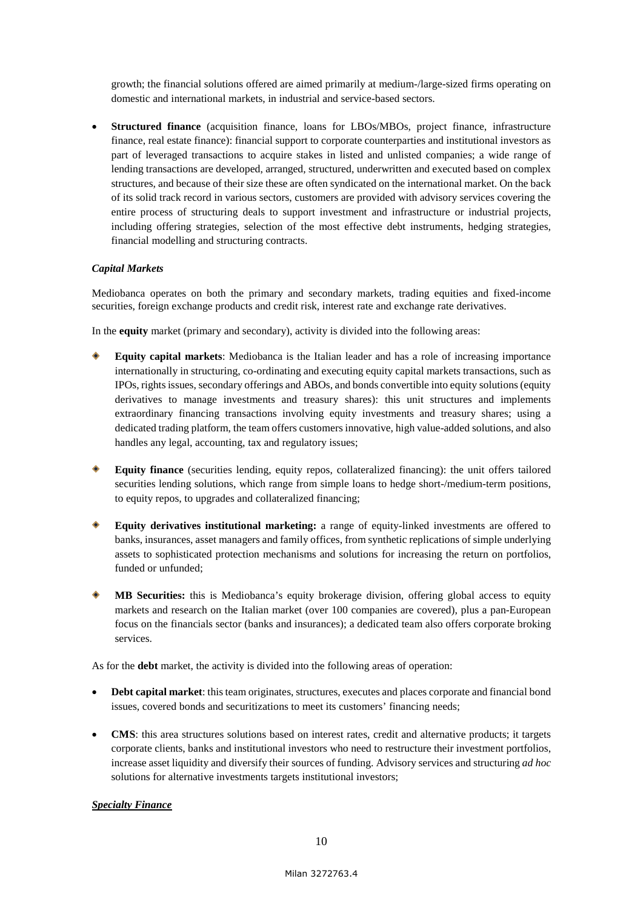growth; the financial solutions offered are aimed primarily at medium-/large-sized firms operating on domestic and international markets, in industrial and service-based sectors.

- **Structured finance** (acquisition finance, loans for LBOs/MBOs, project finance, infrastructure finance, real estate finance): financial support to corporate counterparties and institutional investors as part of leveraged transactions to acquire stakes in listed and unlisted companies; a wide range of lending transactions are developed, arranged, structured, underwritten and executed based on complex structures, and because of their size these are often syndicated on the international market. On the back of its solid track record in various sectors, customers are provided with advisory services covering the entire process of structuring deals to support investment and infrastructure or industrial projects, including offering strategies, selection of the most effective debt instruments, hedging strategies, financial modelling and structuring contracts.

***Capital Markets***

Mediobanca operates on both the primary and secondary markets, trading equities and fixed-income securities, foreign exchange products and credit risk, interest rate and exchange rate derivatives.

In the **equity** market (primary and secondary), activity is divided into the following areas:

- **Equity capital markets**: Mediobanca is the Italian leader and has a role of increasing importance internationally in structuring, co-ordinating and executing equity capital markets transactions, such as IPOs, rights issues, secondary offerings and ABOs, and bonds convertible into equity solutions (equity derivatives to manage investments and treasury shares): this unit structures and implements extraordinary financing transactions involving equity investments and treasury shares; using a dedicated trading platform, the team offers customers innovative, high value-added solutions, and also handles any legal, accounting, tax and regulatory issues;

- **Equity finance** (securities lending, equity repos, collateralized financing): the unit offers tailored securities lending solutions, which range from simple loans to hedge short-/medium-term positions, to equity repos, to upgrades and collateralized financing;

- **Equity derivatives institutional marketing:** a range of equity-linked investments are offered to banks, insurances, asset managers and family offices, from synthetic replications of simple underlying assets to sophisticated protection mechanisms and solutions for increasing the return on portfolios, funded or unfunded;

- **MB Securities:** this is Mediobanca's equity brokerage division, offering global access to equity markets and research on the Italian market (over 100 companies are covered), plus a pan-European focus on the financials sector (banks and insurances); a dedicated team also offers corporate broking services.

As for the **debt** market, the activity is divided into the following areas of operation:

- **Debt capital market**: this team originates, structures, executes and places corporate and financial bond issues, covered bonds and securitizations to meet its customers' financing needs;

- **CMS**: this area structures solutions based on interest rates, credit and alternative products; it targets corporate clients, banks and institutional investors who need to restructure their investment portfolios, increase asset liquidity and diversify their sources of funding. Advisory services and structuring *ad hoc* solutions for alternative investments targets institutional investors;

***Specialty Finance***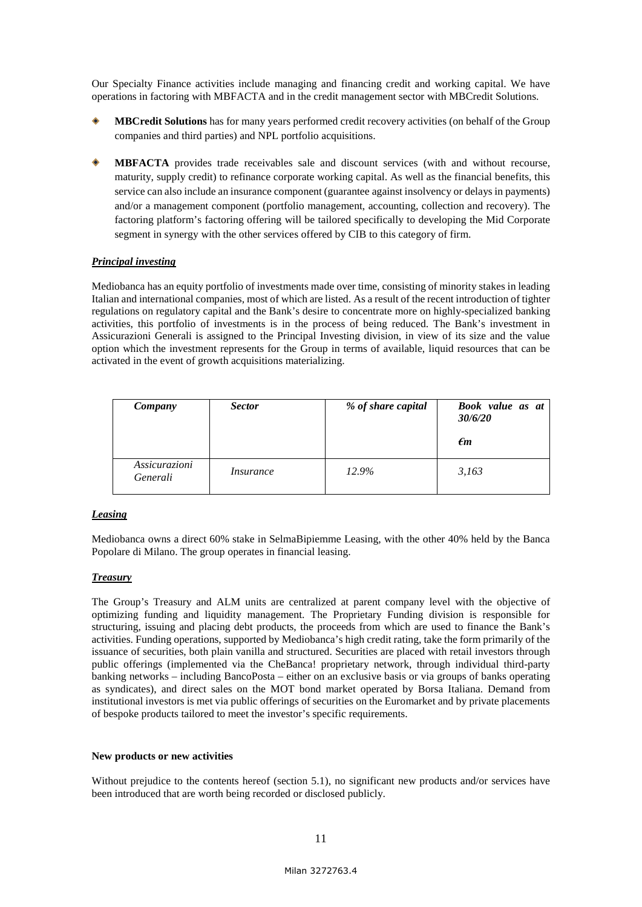Our Specialty Finance activities include managing and financing credit and working capital. We have operations in factoring with MBFACTA and in the credit management sector with MBCredit Solutions.

- **MBCredit Solutions** has for many years performed credit recovery activities (on behalf of the Group companies and third parties) and NPL portfolio acquisitions.

- **MBFACTA** provides trade receivables sale and discount services (with and without recourse, maturity, supply credit) to refinance corporate working capital. As well as the financial benefits, this service can also include an insurance component (guarantee against insolvency or delays in payments) and/or a management component (portfolio management, accounting, collection and recovery). The factoring platform's factoring offering will be tailored specifically to developing the Mid Corporate segment in synergy with the other services offered by CIB to this category of firm.

***Principal investing***

Mediobanca has an equity portfolio of investments made over time, consisting of minority stakes in leading Italian and international companies, most of which are listed. As a result of the recent introduction of tighter regulations on regulatory capital and the Bank's desire to concentrate more on highly-specialized banking activities, this portfolio of investments is in the process of being reduced. The Bank's investment in Assicurazioni Generali is assigned to the Principal Investing division, in view of its size and the value option which the investment represents for the Group in terms of available, liquid resources that can be activated in the event of growth acquisitions materializing.

| *Company* | *Sector* | *% of share capital* | *Book value as at 30/6/20 €m* |
|---|---|---|---|
| *Assicurazioni Generali* | *Insurance* | *12.9%* | *3,163* |

***Leasing***

Mediobanca owns a direct 60% stake in SelmaBipiemme Leasing, with the other 40% held by the Banca Popolare di Milano. The group operates in financial leasing.

***Treasury***

The Group's Treasury and ALM units are centralized at parent company level with the objective of optimizing funding and liquidity management. The Proprietary Funding division is responsible for structuring, issuing and placing debt products, the proceeds from which are used to finance the Bank's activities. Funding operations, supported by Mediobanca's high credit rating, take the form primarily of the issuance of securities, both plain vanilla and structured. Securities are placed with retail investors through public offerings (implemented via the CheBanca! proprietary network, through individual third-party banking networks – including BancoPosta – either on an exclusive basis or via groups of banks operating as syndicates), and direct sales on the MOT bond market operated by Borsa Italiana. Demand from institutional investors is met via public offerings of securities on the Euromarket and by private placements of bespoke products tailored to meet the investor's specific requirements.

**New products or new activities**

Without prejudice to the contents hereof (section 5.1), no significant new products and/or services have been introduced that are worth being recorded or disclosed publicly.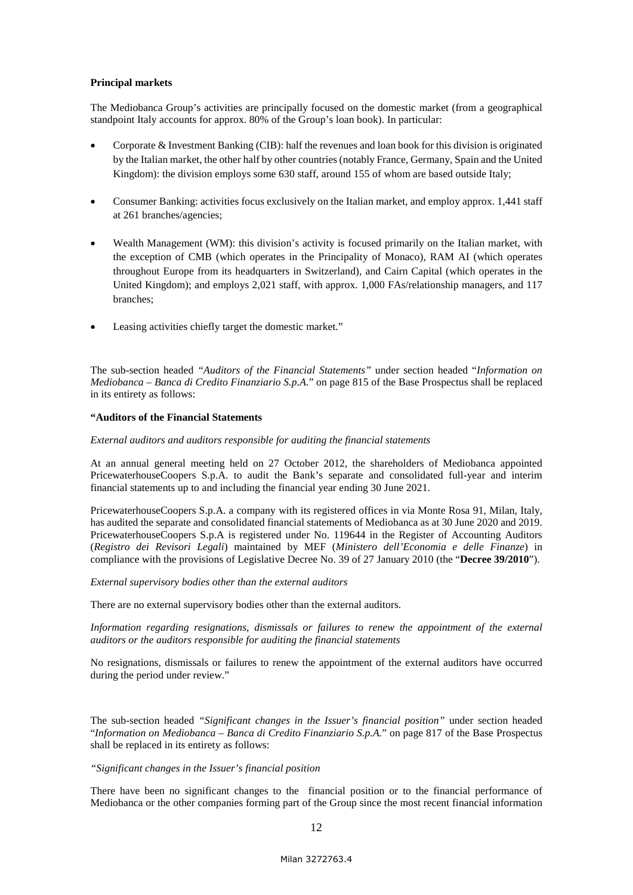**Principal markets**

The Mediobanca Group's activities are principally focused on the domestic market (from a geographical standpoint Italy accounts for approx. 80% of the Group's loan book). In particular:

- Corporate & Investment Banking (CIB): half the revenues and loan book for this division is originated by the Italian market, the other half by other countries (notably France, Germany, Spain and the United Kingdom): the division employs some 630 staff, around 155 of whom are based outside Italy;
- Consumer Banking: activities focus exclusively on the Italian market, and employ approx. 1,441 staff at 261 branches/agencies;
- Wealth Management (WM): this division's activity is focused primarily on the Italian market, with the exception of CMB (which operates in the Principality of Monaco), RAM AI (which operates throughout Europe from its headquarters in Switzerland), and Cairn Capital (which operates in the United Kingdom); and employs 2,021 staff, with approx. 1,000 FAs/relationship managers, and 117 branches;
- Leasing activities chiefly target the domestic market."

The sub-section headed *"Auditors of the Financial Statements"* under section headed "*Information on Mediobanca – Banca di Credito Finanziario S.p.A.*" on page 815 of the Base Prospectus shall be replaced in its entirety as follows:

**"Auditors of the Financial Statements**

*External auditors and auditors responsible for auditing the financial statements*

At an annual general meeting held on 27 October 2012, the shareholders of Mediobanca appointed PricewaterhouseCoopers S.p.A. to audit the Bank's separate and consolidated full-year and interim financial statements up to and including the financial year ending 30 June 2021.

PricewaterhouseCoopers S.p.A. a company with its registered offices in via Monte Rosa 91, Milan, Italy, has audited the separate and consolidated financial statements of Mediobanca as at 30 June 2020 and 2019. PricewaterhouseCoopers S.p.A is registered under No. 119644 in the Register of Accounting Auditors (*Registro dei Revisori Legali*) maintained by MEF (*Ministero dell'Economia e delle Finanze*) in compliance with the provisions of Legislative Decree No. 39 of 27 January 2010 (the "**Decree 39/2010**").

*External supervisory bodies other than the external auditors*

There are no external supervisory bodies other than the external auditors.

*Information regarding resignations, dismissals or failures to renew the appointment of the external auditors or the auditors responsible for auditing the financial statements*

No resignations, dismissals or failures to renew the appointment of the external auditors have occurred during the period under review."

The sub-section headed *"Significant changes in the Issuer's financial position"* under section headed "*Information on Mediobanca – Banca di Credito Finanziario S.p.A.*" on page 817 of the Base Prospectus shall be replaced in its entirety as follows:

*"Significant changes in the Issuer's financial position*

There have been no significant changes to the financial position or to the financial performance of Mediobanca or the other companies forming part of the Group since the most recent financial information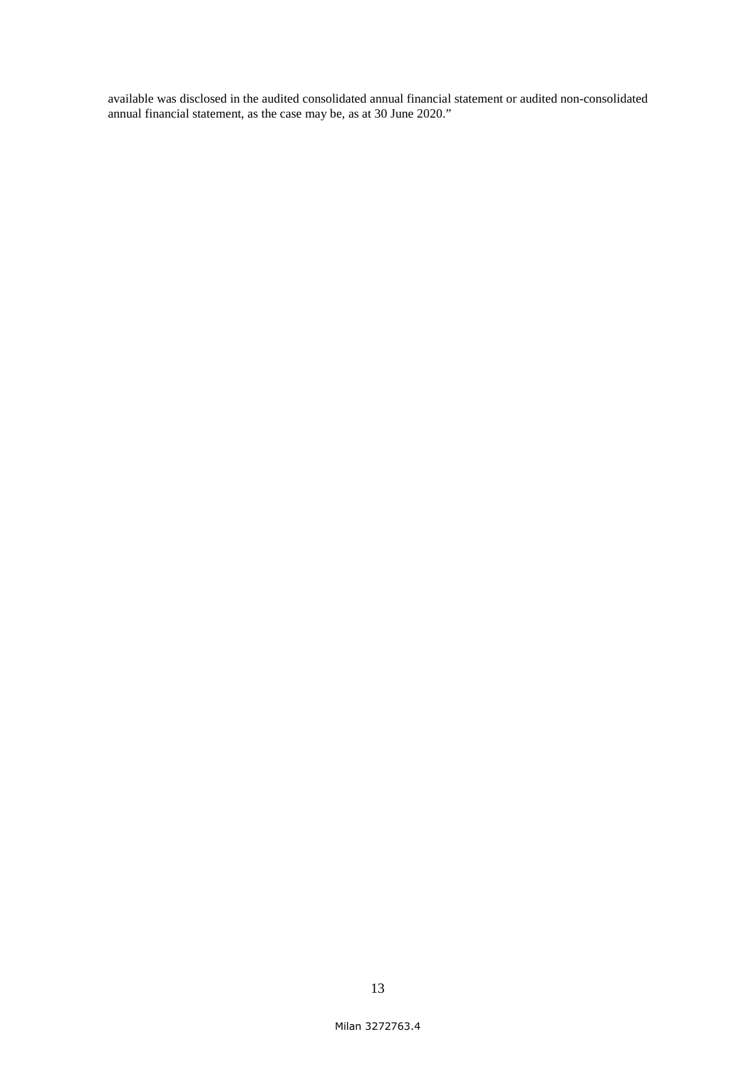available was disclosed in the audited consolidated annual financial statement or audited non-consolidated annual financial statement, as the case may be, as at 30 June 2020."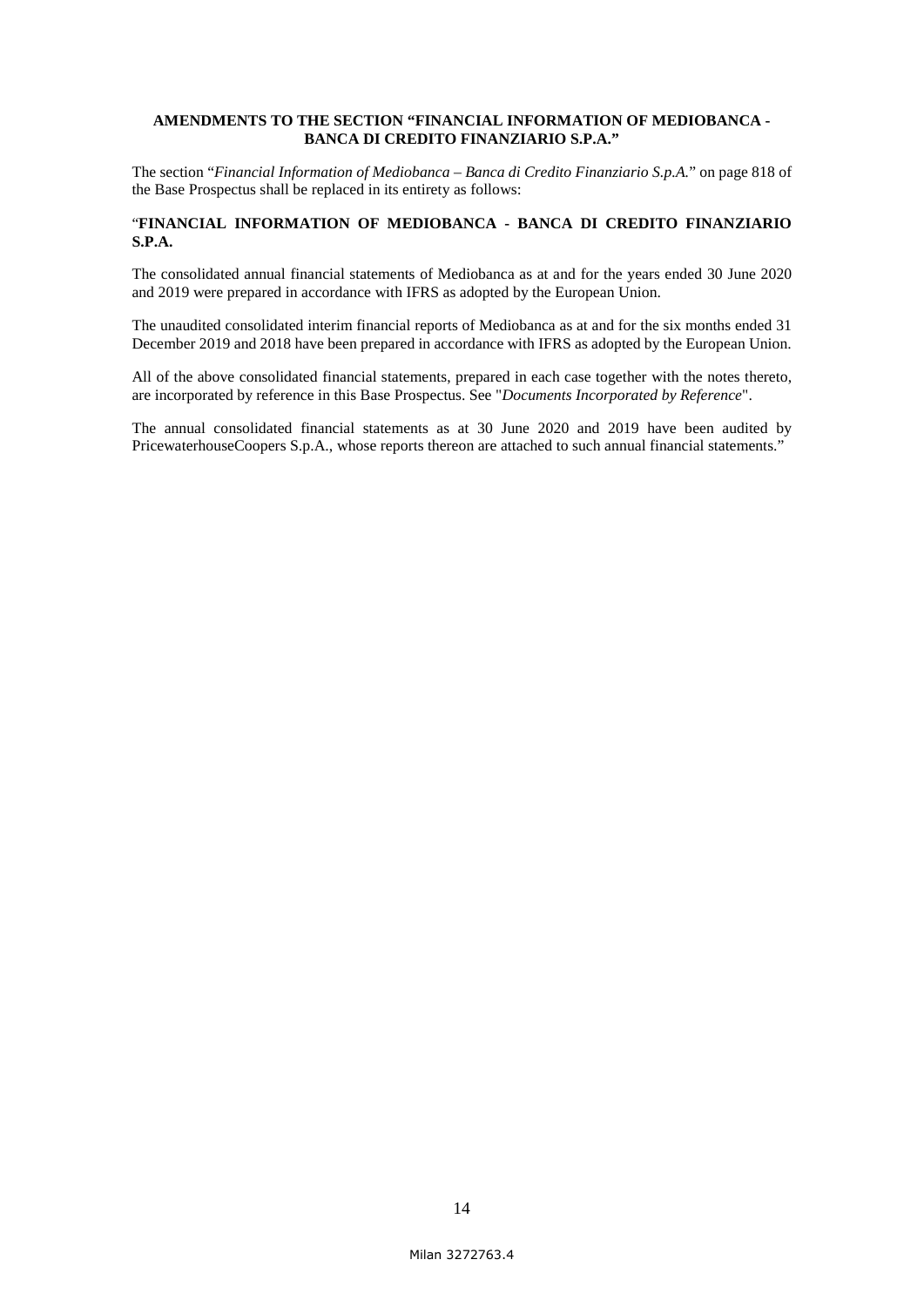## AMENDMENTS TO THE SECTION "FINANCIAL INFORMATION OF MEDIOBANCA - BANCA DI CREDITO FINANZIARIO S.P.A."

The section "*Financial Information of Mediobanca – Banca di Credito Finanziario S.p.A.*" on page 818 of the Base Prospectus shall be replaced in its entirety as follows:

"**FINANCIAL INFORMATION OF MEDIOBANCA - BANCA DI CREDITO FINANZIARIO S.P.A.**

The consolidated annual financial statements of Mediobanca as at and for the years ended 30 June 2020 and 2019 were prepared in accordance with IFRS as adopted by the European Union.

The unaudited consolidated interim financial reports of Mediobanca as at and for the six months ended 31 December 2019 and 2018 have been prepared in accordance with IFRS as adopted by the European Union.

All of the above consolidated financial statements, prepared in each case together with the notes thereto, are incorporated by reference in this Base Prospectus. See "*Documents Incorporated by Reference*".

The annual consolidated financial statements as at 30 June 2020 and 2019 have been audited by PricewaterhouseCoopers S.p.A., whose reports thereon are attached to such annual financial statements."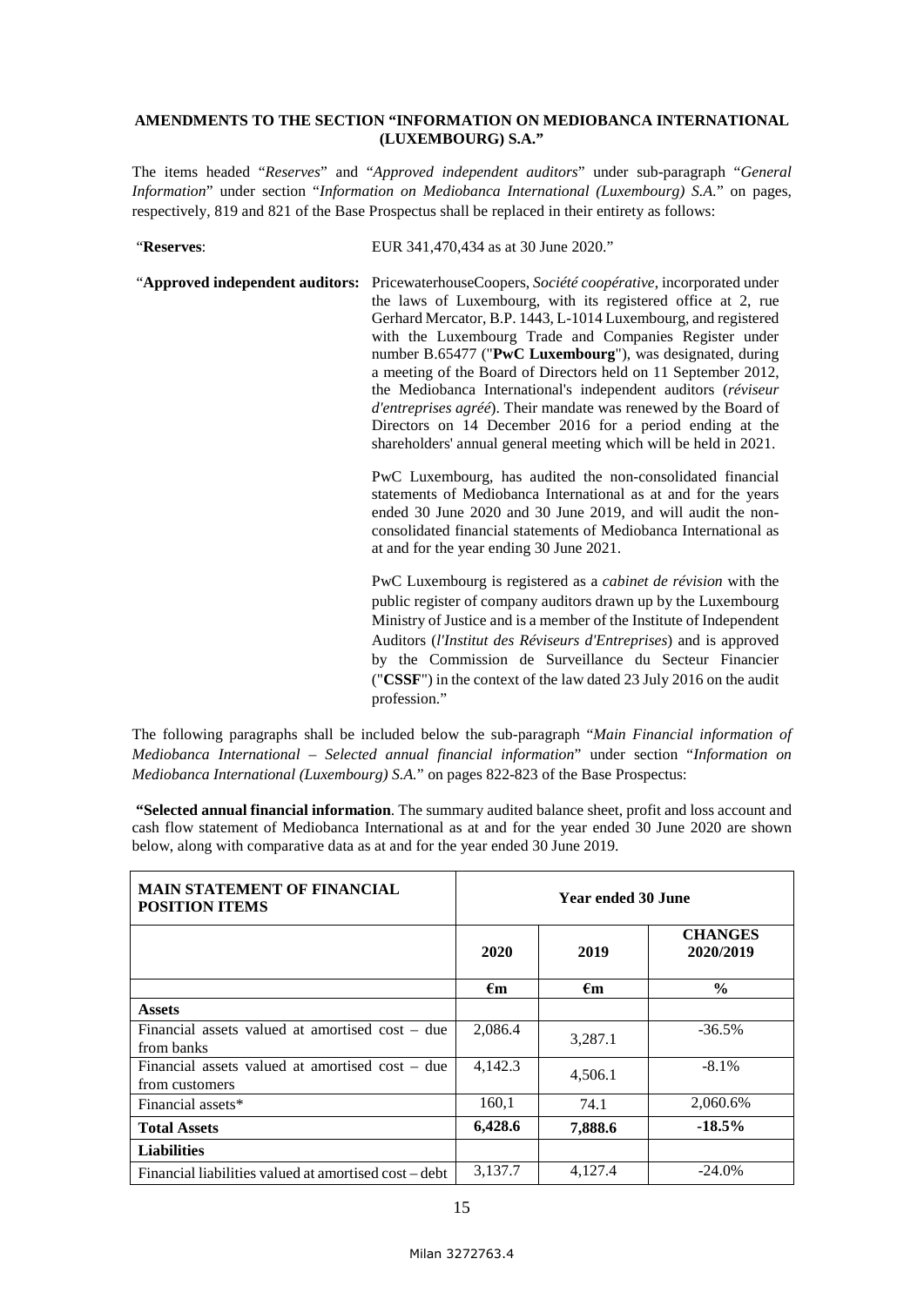**AMENDMENTS TO THE SECTION "INFORMATION ON MEDIOBANCA INTERNATIONAL (LUXEMBOURG) S.A."**

The items headed "*Reserves*" and "*Approved independent auditors*" under sub-paragraph "*General Information*" under section "*Information on Mediobanca International (Luxembourg) S.A.*" on pages, respectively, 819 and 821 of the Base Prospectus shall be replaced in their entirety as follows:

"**Reserves**: EUR 341,470,434 as at 30 June 2020."

"**Approved independent auditors:** PricewaterhouseCoopers, *Société coopérative*, incorporated under the laws of Luxembourg, with its registered office at 2, rue Gerhard Mercator, B.P. 1443, L-1014 Luxembourg, and registered with the Luxembourg Trade and Companies Register under number B.65477 ("**PwC Luxembourg**"), was designated, during a meeting of the Board of Directors held on 11 September 2012, the Mediobanca International's independent auditors (*réviseur d'entreprises agréé*). Their mandate was renewed by the Board of Directors on 14 December 2016 for a period ending at the shareholders' annual general meeting which will be held in 2021.

PwC Luxembourg, has audited the non-consolidated financial statements of Mediobanca International as at and for the years ended 30 June 2020 and 30 June 2019, and will audit the non-consolidated financial statements of Mediobanca International as at and for the year ending 30 June 2021.

PwC Luxembourg is registered as a *cabinet de révision* with the public register of company auditors drawn up by the Luxembourg Ministry of Justice and is a member of the Institute of Independent Auditors (*l'Institut des Réviseurs d'Entreprises*) and is approved by the Commission de Surveillance du Secteur Financier ("**CSSF**") in the context of the law dated 23 July 2016 on the audit profession."

The following paragraphs shall be included below the sub-paragraph "*Main Financial information of Mediobanca International – Selected annual financial information*" under section "*Information on Mediobanca International (Luxembourg) S.A.*" on pages 822-823 of the Base Prospectus:

**"Selected annual financial information**. The summary audited balance sheet, profit and loss account and cash flow statement of Mediobanca International as at and for the year ended 30 June 2020 are shown below, along with comparative data as at and for the year ended 30 June 2019.

| **MAIN STATEMENT OF FINANCIAL POSITION ITEMS** | **Year ended 30 June** | | |
|---|---|---|---|
| | **2020** | **2019** | **CHANGES 2020/2019** |
| | **€m** | **€m** | **%** |
| **Assets** | | | |
| Financial assets valued at amortised cost – due from banks | 2,086.4 | 3,287.1 | -36.5% |
| Financial assets valued at amortised cost – due from customers | 4,142.3 | 4,506.1 | -8.1% |
| Financial assets* | 160,1 | 74.1 | 2,060.6% |
| **Total Assets** | **6,428.6** | **7,888.6** | **-18.5%** |
| **Liabilities** | | | |
| Financial liabilities valued at amortised cost – debt | 3,137.7 | 4,127.4 | -24.0% |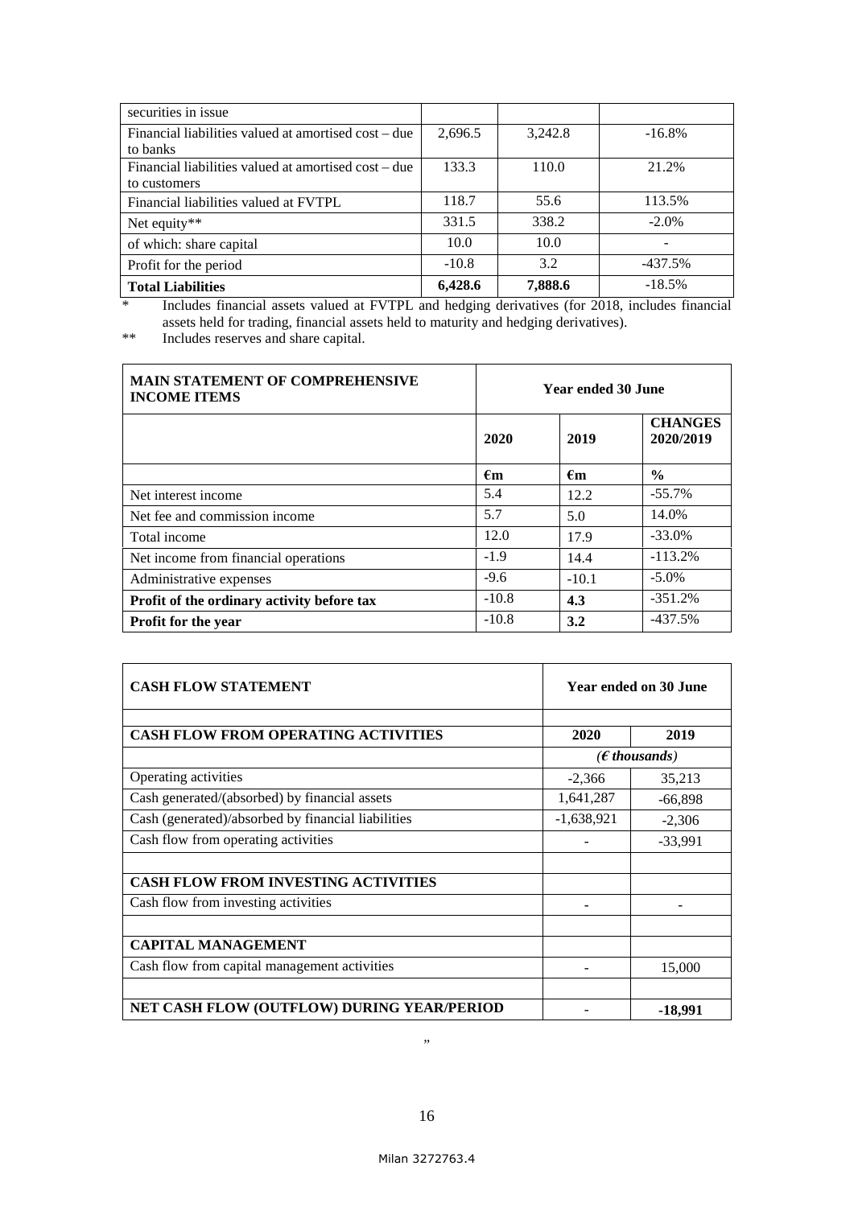| | | | |
|---|---|---|---|
| securities in issue | | | |
| Financial liabilities valued at amortised cost – due to banks | 2,696.5 | 3,242.8 | -16.8% |
| Financial liabilities valued at amortised cost – due to customers | 133.3 | 110.0 | 21.2% |
| Financial liabilities valued at FVTPL | 118.7 | 55.6 | 113.5% |
| Net equity** | 331.5 | 338.2 | -2.0% |
| of which: share capital | 10.0 | 10.0 | - |
| Profit for the period | -10.8 | 3.2 | -437.5% |
| **Total Liabilities** | **6,428.6** | **7,888.6** | -18.5% |

\* Includes financial assets valued at FVTPL and hedging derivatives (for 2018, includes financial assets held for trading, financial assets held to maturity and hedging derivatives).

\*\* Includes reserves and share capital.

| **MAIN STATEMENT OF COMPREHENSIVE INCOME ITEMS** | **Year ended 30 June** | | |
|---|---|---|---|
| | **2020** | **2019** | **CHANGES 2020/2019** |
| | **€m** | **€m** | **%** |
| Net interest income | 5.4 | 12.2 | -55.7% |
| Net fee and commission income | 5.7 | 5.0 | 14.0% |
| Total income | 12.0 | 17.9 | -33.0% |
| Net income from financial operations | -1.9 | 14.4 | -113.2% |
| Administrative expenses | -9.6 | -10.1 | -5.0% |
| **Profit of the ordinary activity before tax** | -10.8 | **4.3** | -351.2% |
| **Profit for the year** | -10.8 | **3.2** | -437.5% |

| **CASH FLOW STATEMENT** | **Year ended on 30 June** | |
|---|---|---|
| | | |
| **CASH FLOW FROM OPERATING ACTIVITIES** | **2020** | **2019** |
| | ***(€ thousands)*** | |
| Operating activities | -2,366 | 35,213 |
| Cash generated/(absorbed) by financial assets | 1,641,287 | -66,898 |
| Cash (generated)/absorbed by financial liabilities | -1,638,921 | -2,306 |
| Cash flow from operating activities | - | -33,991 |
| | | |
| **CASH FLOW FROM INVESTING ACTIVITIES** | | |
| Cash flow from investing activities | - | - |
| | | |
| **CAPITAL MANAGEMENT** | | |
| Cash flow from capital management activities | - | 15,000 |
| | | |
| **NET CASH FLOW (OUTFLOW) DURING YEAR/PERIOD** | - | **-18,991** |

"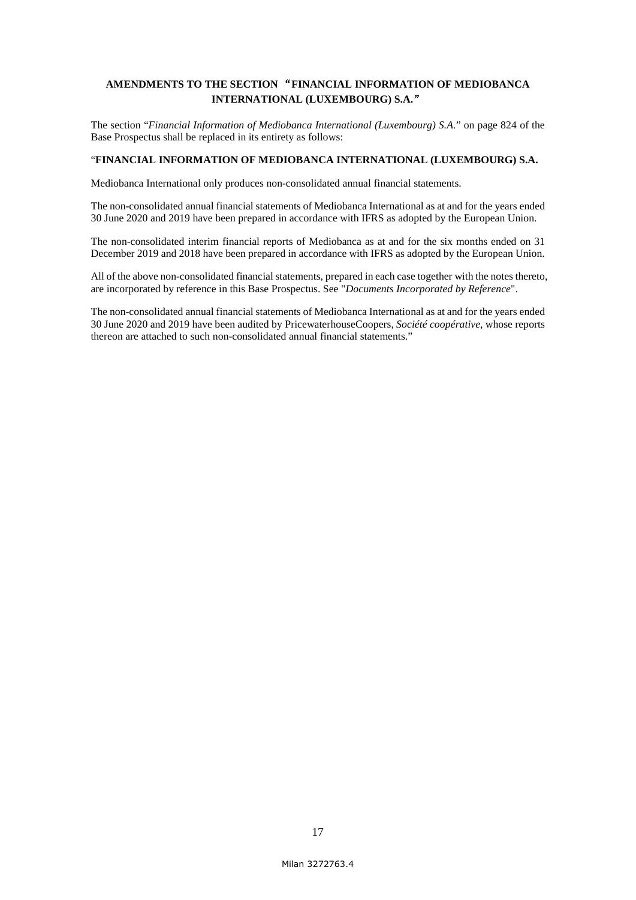## AMENDMENTS TO THE SECTION "FINANCIAL INFORMATION OF MEDIOBANCA INTERNATIONAL (LUXEMBOURG) S.A."

The section "*Financial Information of Mediobanca International (Luxembourg) S.A.*" on page 824 of the Base Prospectus shall be replaced in its entirety as follows:

"**FINANCIAL INFORMATION OF MEDIOBANCA INTERNATIONAL (LUXEMBOURG) S.A.**

Mediobanca International only produces non-consolidated annual financial statements.

The non-consolidated annual financial statements of Mediobanca International as at and for the years ended 30 June 2020 and 2019 have been prepared in accordance with IFRS as adopted by the European Union.

The non-consolidated interim financial reports of Mediobanca as at and for the six months ended on 31 December 2019 and 2018 have been prepared in accordance with IFRS as adopted by the European Union.

All of the above non-consolidated financial statements, prepared in each case together with the notes thereto, are incorporated by reference in this Base Prospectus. See "*Documents Incorporated by Reference*".

The non-consolidated annual financial statements of Mediobanca International as at and for the years ended 30 June 2020 and 2019 have been audited by PricewaterhouseCoopers, *Société coopérative*, whose reports thereon are attached to such non-consolidated annual financial statements."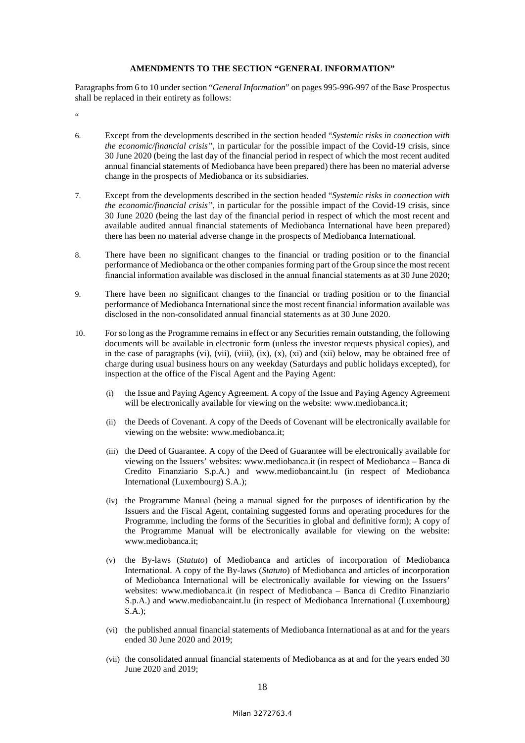**AMENDMENTS TO THE SECTION "GENERAL INFORMATION"**

Paragraphs from 6 to 10 under section "*General Information*" on pages 995-996-997 of the Base Prospectus shall be replaced in their entirety as follows:

"

6. Except from the developments described in the section headed "*Systemic risks in connection with the economic/financial crisis"*, in particular for the possible impact of the Covid-19 crisis, since 30 June 2020 (being the last day of the financial period in respect of which the most recent audited annual financial statements of Mediobanca have been prepared) there has been no material adverse change in the prospects of Mediobanca or its subsidiaries.

7. Except from the developments described in the section headed "*Systemic risks in connection with the economic/financial crisis"*, in particular for the possible impact of the Covid-19 crisis, since 30 June 2020 (being the last day of the financial period in respect of which the most recent and available audited annual financial statements of Mediobanca International have been prepared) there has been no material adverse change in the prospects of Mediobanca International.

8. There have been no significant changes to the financial or trading position or to the financial performance of Mediobanca or the other companies forming part of the Group since the most recent financial information available was disclosed in the annual financial statements as at 30 June 2020;

9. There have been no significant changes to the financial or trading position or to the financial performance of Mediobanca International since the most recent financial information available was disclosed in the non-consolidated annual financial statements as at 30 June 2020.

10. For so long as the Programme remains in effect or any Securities remain outstanding, the following documents will be available in electronic form (unless the investor requests physical copies), and in the case of paragraphs (vi), (vii), (viii), (ix), (x), (xi) and (xii) below, may be obtained free of charge during usual business hours on any weekday (Saturdays and public holidays excepted), for inspection at the office of the Fiscal Agent and the Paying Agent:

    (i) the Issue and Paying Agency Agreement. A copy of the Issue and Paying Agency Agreement will be electronically available for viewing on the website: www.mediobanca.it;

    (ii) the Deeds of Covenant. A copy of the Deeds of Covenant will be electronically available for viewing on the website: www.mediobanca.it;

    (iii) the Deed of Guarantee. A copy of the Deed of Guarantee will be electronically available for viewing on the Issuers' websites: www.mediobanca.it (in respect of Mediobanca – Banca di Credito Finanziario S.p.A.) and www.mediobancaint.lu (in respect of Mediobanca International (Luxembourg) S.A.);

    (iv) the Programme Manual (being a manual signed for the purposes of identification by the Issuers and the Fiscal Agent, containing suggested forms and operating procedures for the Programme, including the forms of the Securities in global and definitive form); A copy of the Programme Manual will be electronically available for viewing on the website: www.mediobanca.it;

    (v) the By-laws (*Statuto*) of Mediobanca and articles of incorporation of Mediobanca International. A copy of the By-laws (*Statuto*) of Mediobanca and articles of incorporation of Mediobanca International will be electronically available for viewing on the Issuers' websites: www.mediobanca.it (in respect of Mediobanca – Banca di Credito Finanziario S.p.A.) and www.mediobancaint.lu (in respect of Mediobanca International (Luxembourg) S.A.);

    (vi) the published annual financial statements of Mediobanca International as at and for the years ended 30 June 2020 and 2019;

    (vii) the consolidated annual financial statements of Mediobanca as at and for the years ended 30 June 2020 and 2019;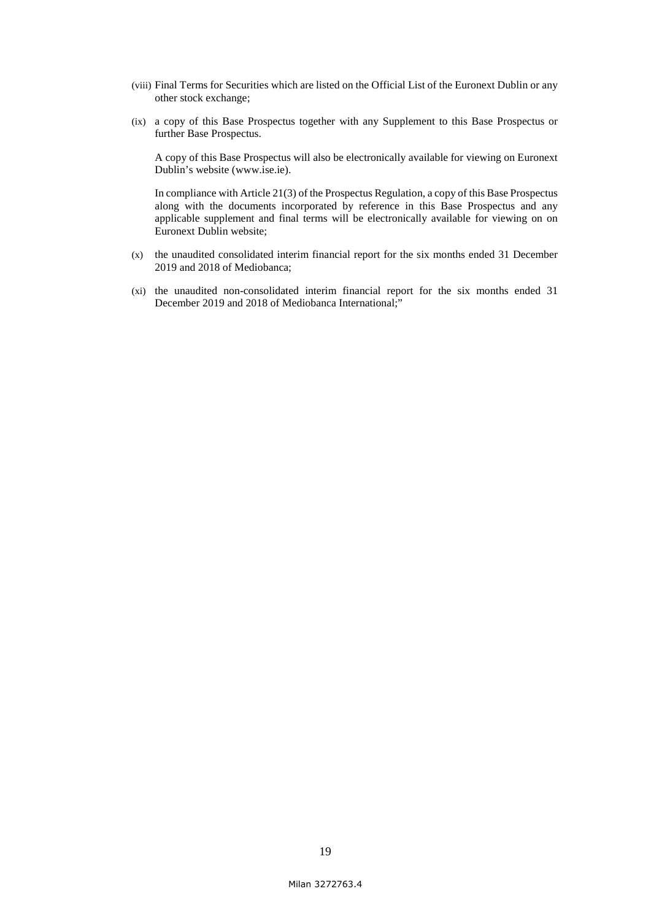(viii) Final Terms for Securities which are listed on the Official List of the Euronext Dublin or any other stock exchange;

(ix) a copy of this Base Prospectus together with any Supplement to this Base Prospectus or further Base Prospectus.

A copy of this Base Prospectus will also be electronically available for viewing on Euronext Dublin's website (www.ise.ie).

In compliance with Article 21(3) of the Prospectus Regulation, a copy of this Base Prospectus along with the documents incorporated by reference in this Base Prospectus and any applicable supplement and final terms will be electronically available for viewing on on Euronext Dublin website;

(x) the unaudited consolidated interim financial report for the six months ended 31 December 2019 and 2018 of Mediobanca;

(xi) the unaudited non-consolidated interim financial report for the six months ended 31 December 2019 and 2018 of Mediobanca International;"